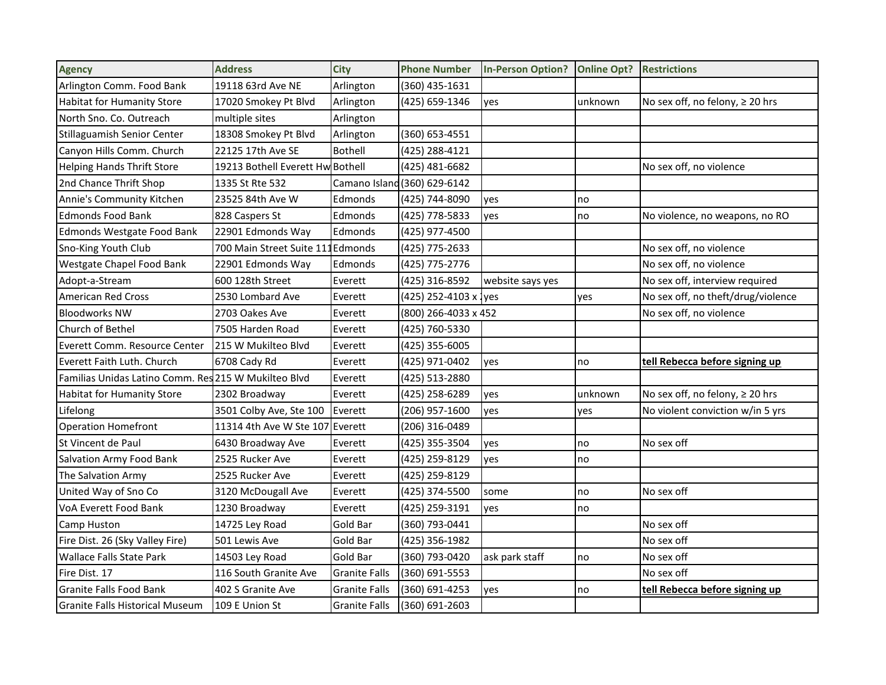| Agency | Address | City | Phone Number | In-Person Option? | Online Opt? | Restrictions |
|---|---|---|---|---|---|---|
| Arlington Comm. Food Bank | 19118 63rd Ave NE | Arlington | (360) 435-1631 | | | |
| Habitat for Humanity Store | 17020 Smokey Pt Blvd | Arlington | (425) 659-1346 | yes | unknown | No sex off, no felony, ≥ 20 hrs |
| North Sno. Co. Outreach | multiple sites | Arlington | | | | |
| Stillaguamish Senior Center | 18308 Smokey Pt Blvd | Arlington | (360) 653-4551 | | | |
| Canyon Hills Comm. Church | 22125 17th Ave SE | Bothell | (425) 288-4121 | | | |
| Helping Hands Thrift Store | 19213 Bothell Everett Hw | Bothell | (425) 481-6682 | | | No sex off, no violence |
| 2nd Chance Thrift Shop | 1335 St Rte 532 | Camano Island | (360) 629-6142 | | | |
| Annie's Community Kitchen | 23525 84th Ave W | Edmonds | (425) 744-8090 | yes | no | |
| Edmonds Food Bank | 828 Caspers St | Edmonds | (425) 778-5833 | yes | no | No violence, no weapons, no RO |
| Edmonds Westgate Food Bank | 22901 Edmonds Way | Edmonds | (425) 977-4500 | | | |
| Sno-King Youth Club | 700 Main Street Suite 111 | Edmonds | (425) 775-2633 | | | No sex off, no violence |
| Westgate Chapel Food Bank | 22901 Edmonds Way | Edmonds | (425) 775-2776 | | | No sex off, no violence |
| Adopt-a-Stream | 600 128th Street | Everett | (425) 316-8592 | website says yes | | No sex off, interview required |
| American Red Cross | 2530 Lombard Ave | Everett | (425) 252-4103 x | yes | yes | No sex off, no theft/drug/violence |
| Bloodworks NW | 2703 Oakes Ave | Everett | (800) 266-4033 x 452 | | | No sex off, no violence |
| Church of Bethel | 7505 Harden Road | Everett | (425) 760-5330 | | | |
| Everett Comm. Resource Center | 215 W Mukilteo Blvd | Everett | (425) 355-6005 | | | |
| Everett Faith Luth. Church | 6708 Cady Rd | Everett | (425) 971-0402 | yes | no | **tell Rebecca before signing up** |
| Familias Unidas Latino Comm. Res | 215 W Mukilteo Blvd | Everett | (425) 513-2880 | | | |
| Habitat for Humanity Store | 2302 Broadway | Everett | (425) 258-6289 | yes | unknown | No sex off, no felony, ≥ 20 hrs |
| Lifelong | 3501 Colby Ave, Ste 100 | Everett | (206) 957-1600 | yes | yes | No violent conviction w/in 5 yrs |
| Operation Homefront | 11314 4th Ave W Ste 107 | Everett | (206) 316-0489 | | | |
| St Vincent de Paul | 6430 Broadway Ave | Everett | (425) 355-3504 | yes | no | No sex off |
| Salvation Army Food Bank | 2525 Rucker Ave | Everett | (425) 259-8129 | yes | no | |
| The Salvation Army | 2525 Rucker Ave | Everett | (425) 259-8129 | | | |
| United Way of Sno Co | 3120 McDougall Ave | Everett | (425) 374-5500 | some | no | No sex off |
| VoA Everett Food Bank | 1230 Broadway | Everett | (425) 259-3191 | yes | no | |
| Camp Huston | 14725 Ley Road | Gold Bar | (360) 793-0441 | | | No sex off |
| Fire Dist. 26 (Sky Valley Fire) | 501 Lewis Ave | Gold Bar | (425) 356-1982 | | | No sex off |
| Wallace Falls State Park | 14503 Ley Road | Gold Bar | (360) 793-0420 | ask park staff | no | No sex off |
| Fire Dist. 17 | 116 South Granite Ave | Granite Falls | (360) 691-5553 | | | No sex off |
| Granite Falls Food Bank | 402 S Granite Ave | Granite Falls | (360) 691-4253 | yes | no | **tell Rebecca before signing up** |
| Granite Falls Historical Museum | 109 E Union St | Granite Falls | (360) 691-2603 | | | |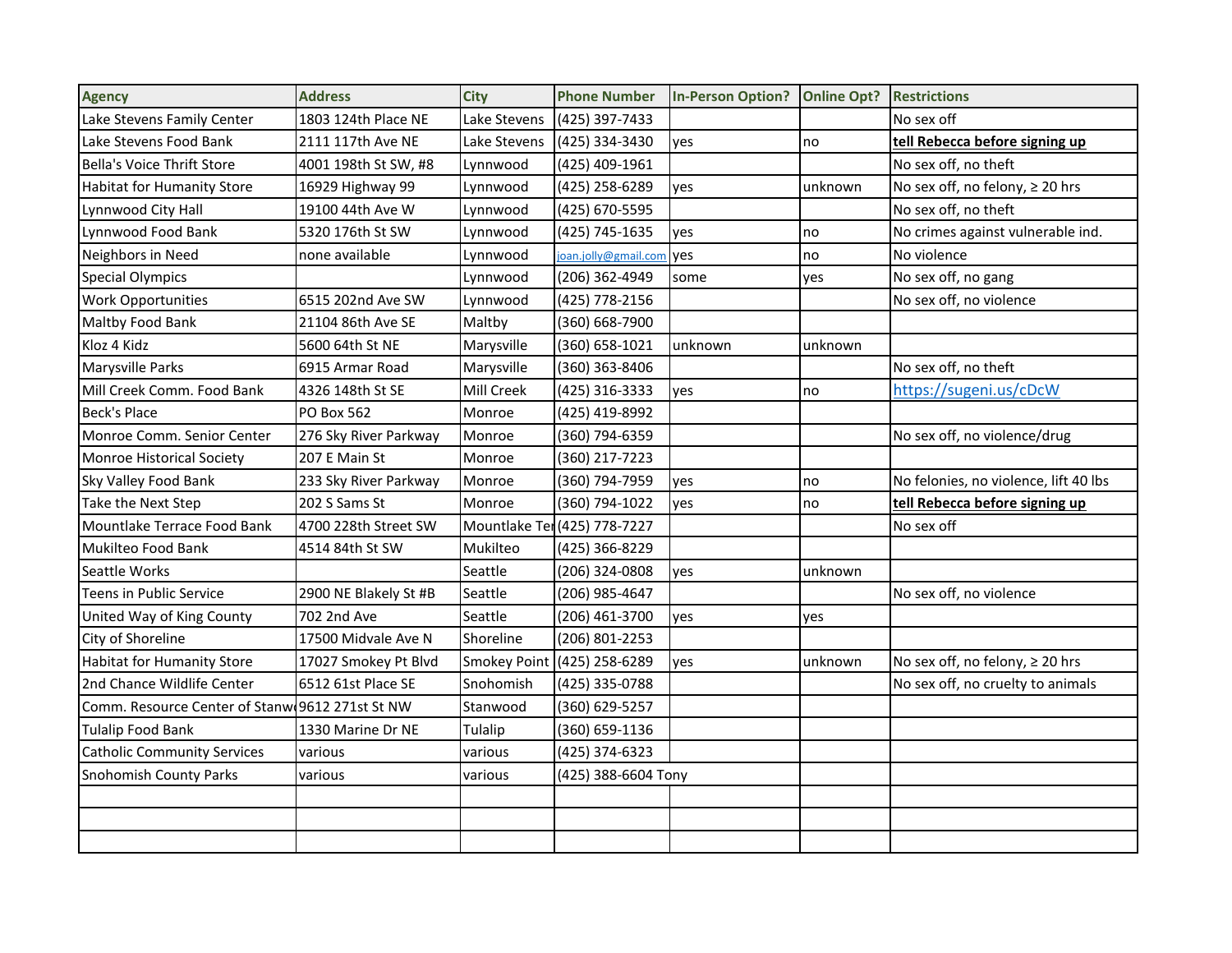| Agency | Address | City | Phone Number | In-Person Option? | Online Opt? | Restrictions |
|---|---|---|---|---|---|---|
| Lake Stevens Family Center | 1803 124th Place NE | Lake Stevens | (425) 397-7433 | | | No sex off |
| Lake Stevens Food Bank | 2111 117th Ave NE | Lake Stevens | (425) 334-3430 | yes | no | **tell Rebecca before signing up** |
| Bella's Voice Thrift Store | 4001 198th St SW, #8 | Lynnwood | (425) 409-1961 | | | No sex off, no theft |
| Habitat for Humanity Store | 16929 Highway 99 | Lynnwood | (425) 258-6289 | yes | unknown | No sex off, no felony, ≥ 20 hrs |
| Lynnwood City Hall | 19100 44th Ave W | Lynnwood | (425) 670-5595 | | | No sex off, no theft |
| Lynnwood Food Bank | 5320 176th St SW | Lynnwood | (425) 745-1635 | yes | no | No crimes against vulnerable ind. |
| Neighbors in Need | none available | Lynnwood | joan.jolly@gmail.com | yes | no | No violence |
| Special Olympics | | Lynnwood | (206) 362-4949 | some | yes | No sex off, no gang |
| Work Opportunities | 6515 202nd Ave SW | Lynnwood | (425) 778-2156 | | | No sex off, no violence |
| Maltby Food Bank | 21104 86th Ave SE | Maltby | (360) 668-7900 | | | |
| Kloz 4 Kidz | 5600 64th St NE | Marysville | (360) 658-1021 | unknown | unknown | |
| Marysville Parks | 6915 Armar Road | Marysville | (360) 363-8406 | | | No sex off, no theft |
| Mill Creek Comm. Food Bank | 4326 148th St SE | Mill Creek | (425) 316-3333 | yes | no | https://sugeni.us/cDcW |
| Beck's Place | PO Box 562 | Monroe | (425) 419-8992 | | | |
| Monroe Comm. Senior Center | 276 Sky River Parkway | Monroe | (360) 794-6359 | | | No sex off, no violence/drug |
| Monroe Historical Society | 207 E Main St | Monroe | (360) 217-7223 | | | |
| Sky Valley Food Bank | 233 Sky River Parkway | Monroe | (360) 794-7959 | yes | no | No felonies, no violence, lift 40 lbs |
| Take the Next Step | 202 S Sams St | Monroe | (360) 794-1022 | yes | no | **tell Rebecca before signing up** |
| Mountlake Terrace Food Bank | 4700 228th Street SW | Mountlake Ter | (425) 778-7227 | | | No sex off |
| Mukilteo Food Bank | 4514 84th St SW | Mukilteo | (425) 366-8229 | | | |
| Seattle Works | | Seattle | (206) 324-0808 | yes | unknown | |
| Teens in Public Service | 2900 NE Blakely St #B | Seattle | (206) 985-4647 | | | No sex off, no violence |
| United Way of King County | 702 2nd Ave | Seattle | (206) 461-3700 | yes | yes | |
| City of Shoreline | 17500 Midvale Ave N | Shoreline | (206) 801-2253 | | | |
| Habitat for Humanity Store | 17027 Smokey Pt Blvd | Smokey Point | (425) 258-6289 | yes | unknown | No sex off, no felony, ≥ 20 hrs |
| 2nd Chance Wildlife Center | 6512 61st Place SE | Snohomish | (425) 335-0788 | | | No sex off, no cruelty to animals |
| Comm. Resource Center of Stanw | 9612 271st St NW | Stanwood | (360) 629-5257 | | | |
| Tulalip Food Bank | 1330 Marine Dr NE | Tulalip | (360) 659-1136 | | | |
| Catholic Community Services | various | various | (425) 374-6323 | | | |
| Snohomish County Parks | various | various | (425) 388-6604 Tony | | | |
| | | | | | | |
| | | | | | | |
| | | | | | | |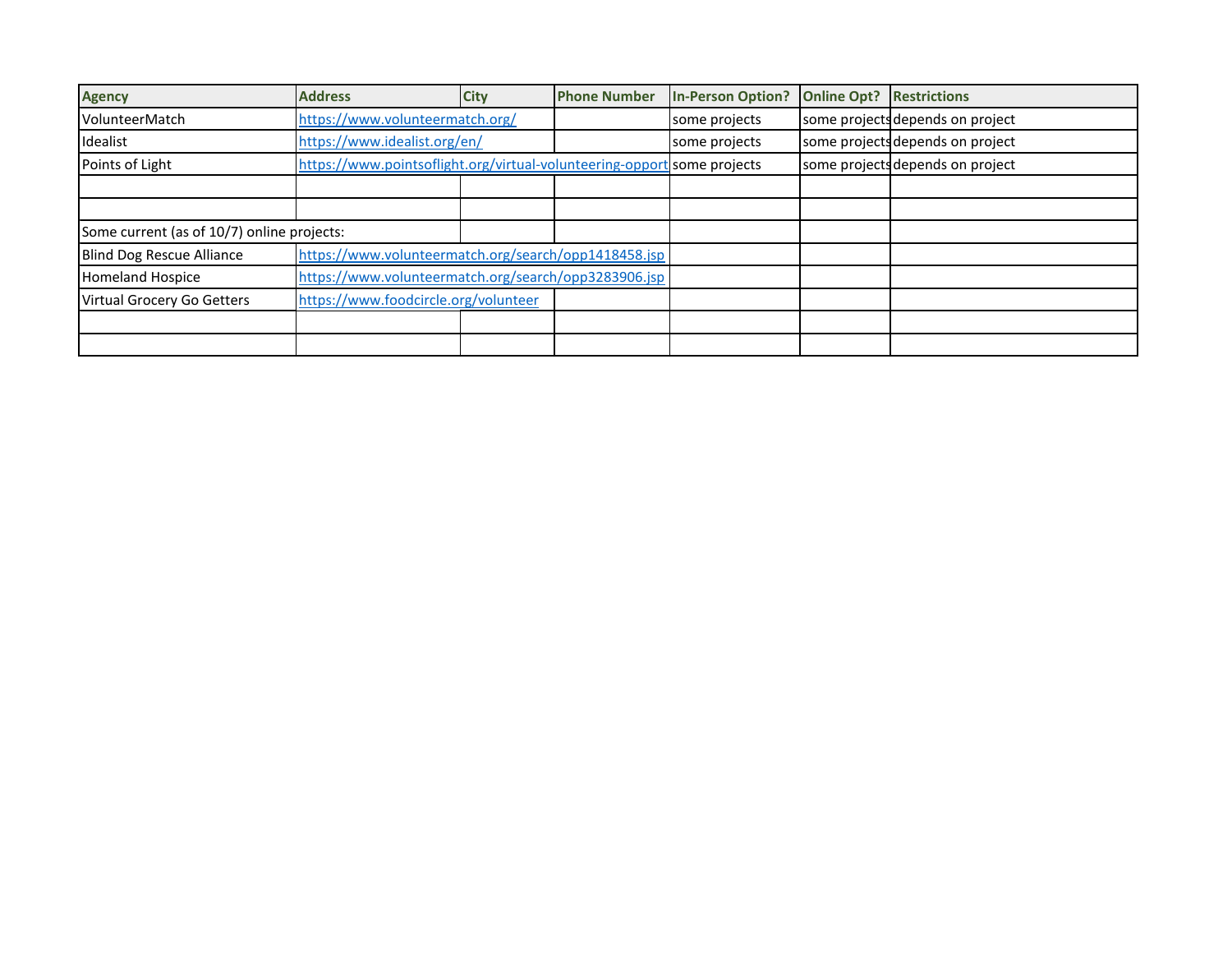| Agency | Address | City | Phone Number | In-Person Option? | Online Opt? | Restrictions |
|---|---|---|---|---|---|---|
| VolunteerMatch | https://www.volunteermatch.org/ | | | some projects | some projects | depends on project |
| Idealist | https://www.idealist.org/en/ | | | some projects | some projects | depends on project |
| Points of Light | https://www.pointsoflight.org/virtual-volunteering-opport | | | some projects | some projects | depends on project |
| | | | | | | |
| | | | | | | |
| Some current (as of 10/7) online projects: | | | | | | |
| Blind Dog Rescue Alliance | https://www.volunteermatch.org/search/opp1418458.jsp | | | | | |
| Homeland Hospice | https://www.volunteermatch.org/search/opp3283906.jsp | | | | | |
| Virtual Grocery Go Getters | https://www.foodcircle.org/volunteer | | | | | |
| | | | | | | |
| | | | | | | |